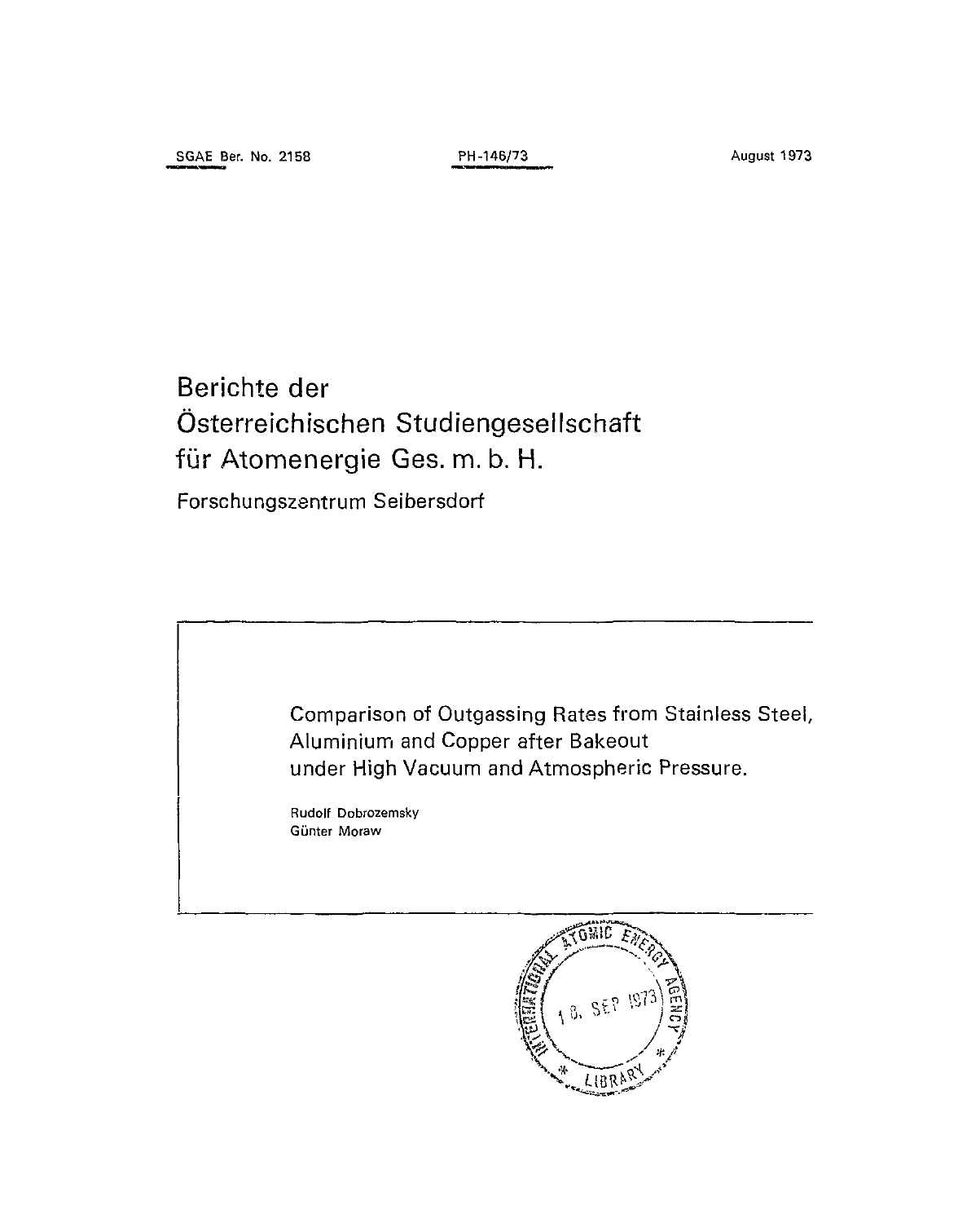SGAE Ber. No. 2158 PH-146/73 August 1973

# Berichte der Österreichischen Studiengesellschaft für Atomenergie Ges. m. b. H.

Forschungszentrum Seibersdorf

## Comparison of Outgassing Rates from Stainless Steel, Aluminium and Copper after Bakeout under High Vacuum and Atmospheric Pressure.

Rudolf Dobrozemsky
Günter Moraw

INTERNATIONAL ATOMIC ENERGY AGENCY
18. SEP 1973
LIBRARY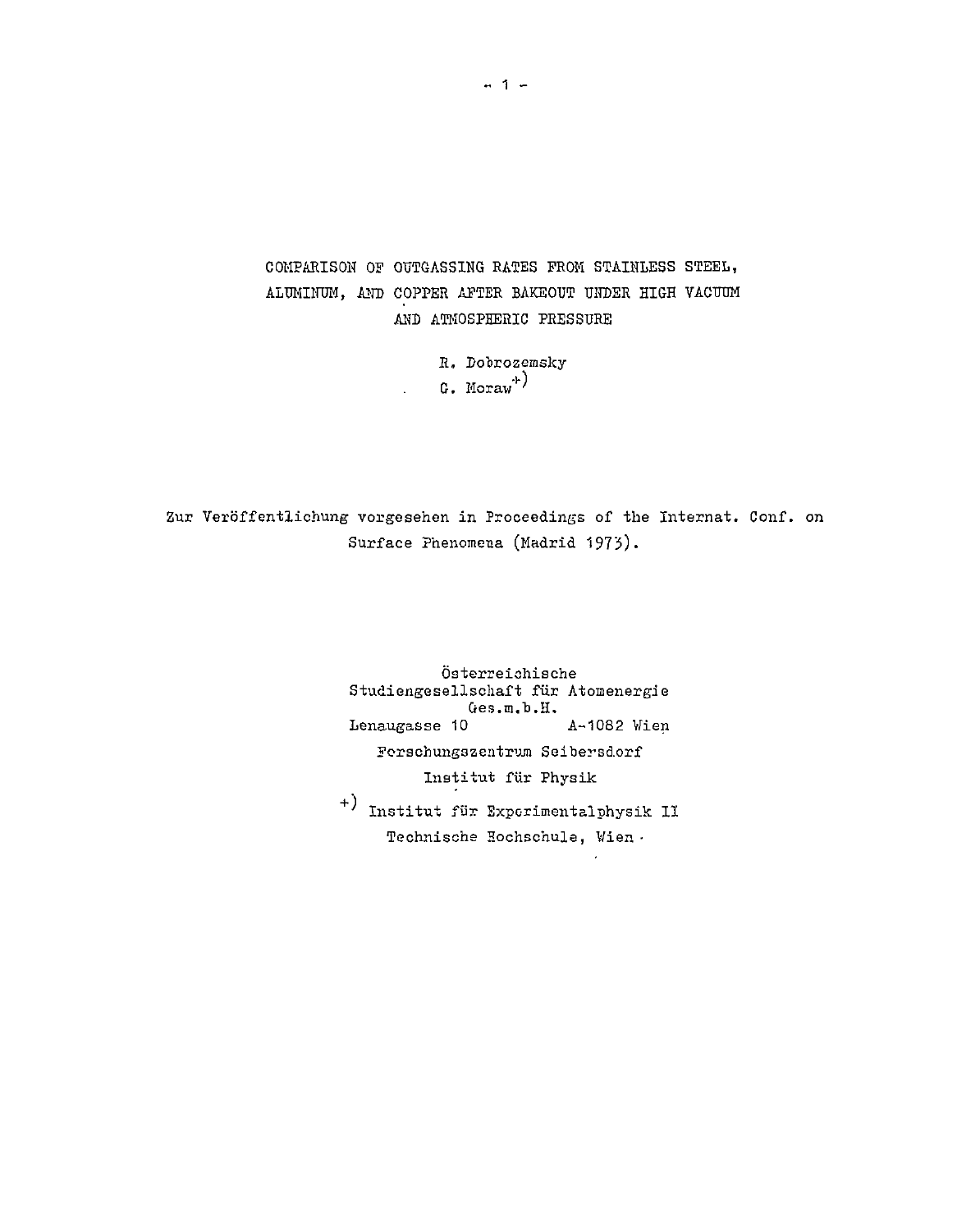# COMPARISON OF OUTGASSING RATES FROM STAINLESS STEEL, ALUMINUM, AND COPPER AFTER BAKEOUT UNDER HIGH VACUUM AND ATMOSPHERIC PRESSURE

R. Dobrozemsky
G. Moraw[+)]

Zur Veröffentlichung vorgesehen in Proceedings of the Internat. Conf. on Surface Phenomena (Madrid 1973).

Österreichische
Studiengesellschaft für Atomenergie
Ges.m.b.H.
Lenaugasse 10 A-1082 Wien
Forschungszentrum Seibersdorf
Institut für Physik

+) Institut für Experimentalphysik II
Technische Hochschule, Wien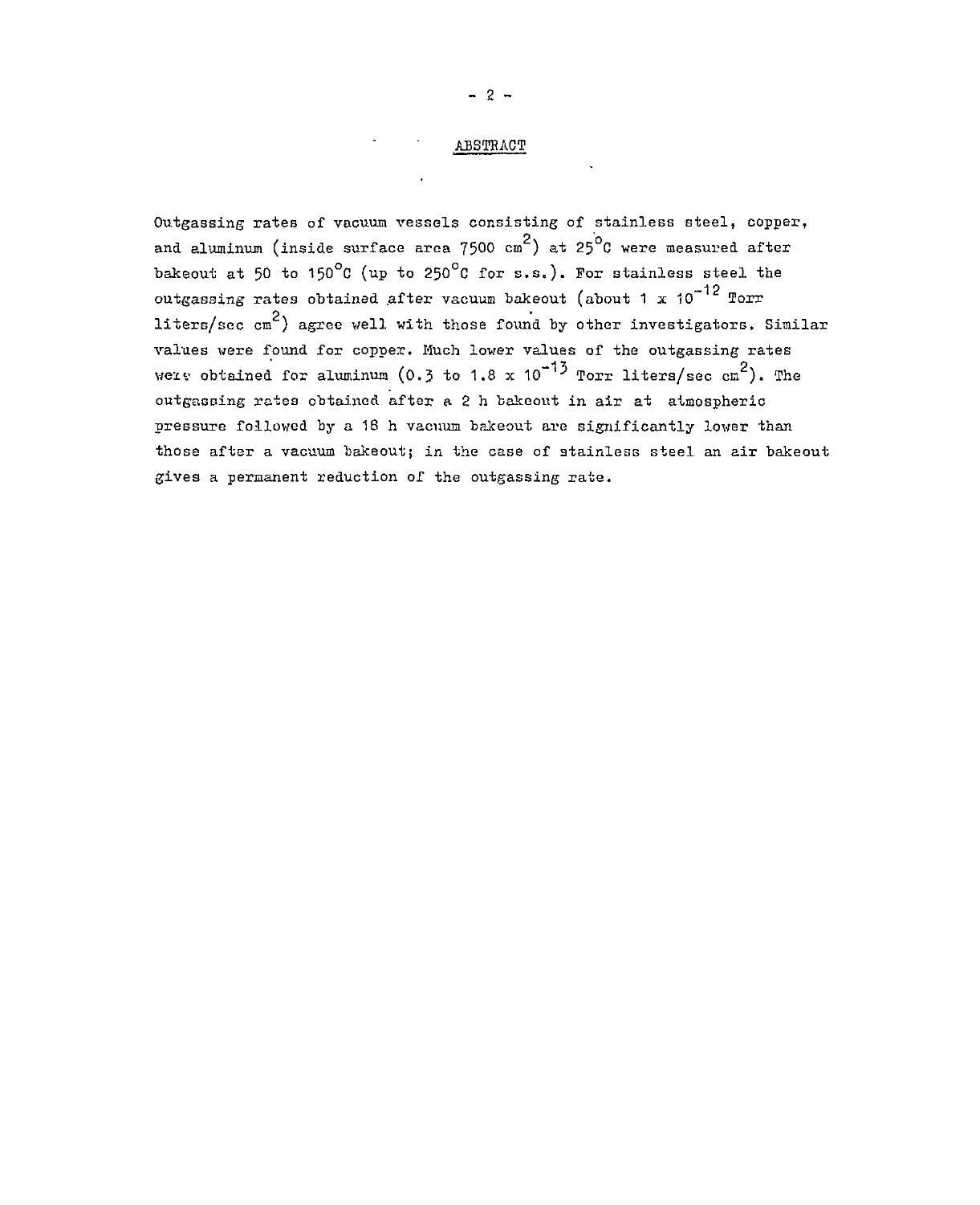## ABSTRACT

Outgassing rates of vacuum vessels consisting of stainless steel, copper, and aluminum (inside surface area 7500 $cm^2$) at 25°C were measured after bakeout at 50 to 150°C (up to 250°C for s.s.). For stainless steel the outgassing rates obtained after vacuum bakeout (about $1 \times 10^{-12}$ Torr liters/sec $cm^2$) agree well with those found by other investigators. Similar values were found for copper. Much lower values of the outgassing rates were obtained for aluminum (0.3 to $1.8 \times 10^{-13}$ Torr liters/sec $cm^2$). The outgassing rates obtained after a 2 h bakeout in air at atmospheric pressure followed by a 18 h vacuum bakeout are significantly lower than those after a vacuum bakeout; in the case of stainless steel an air bakeout gives a permanent reduction of the outgassing rate.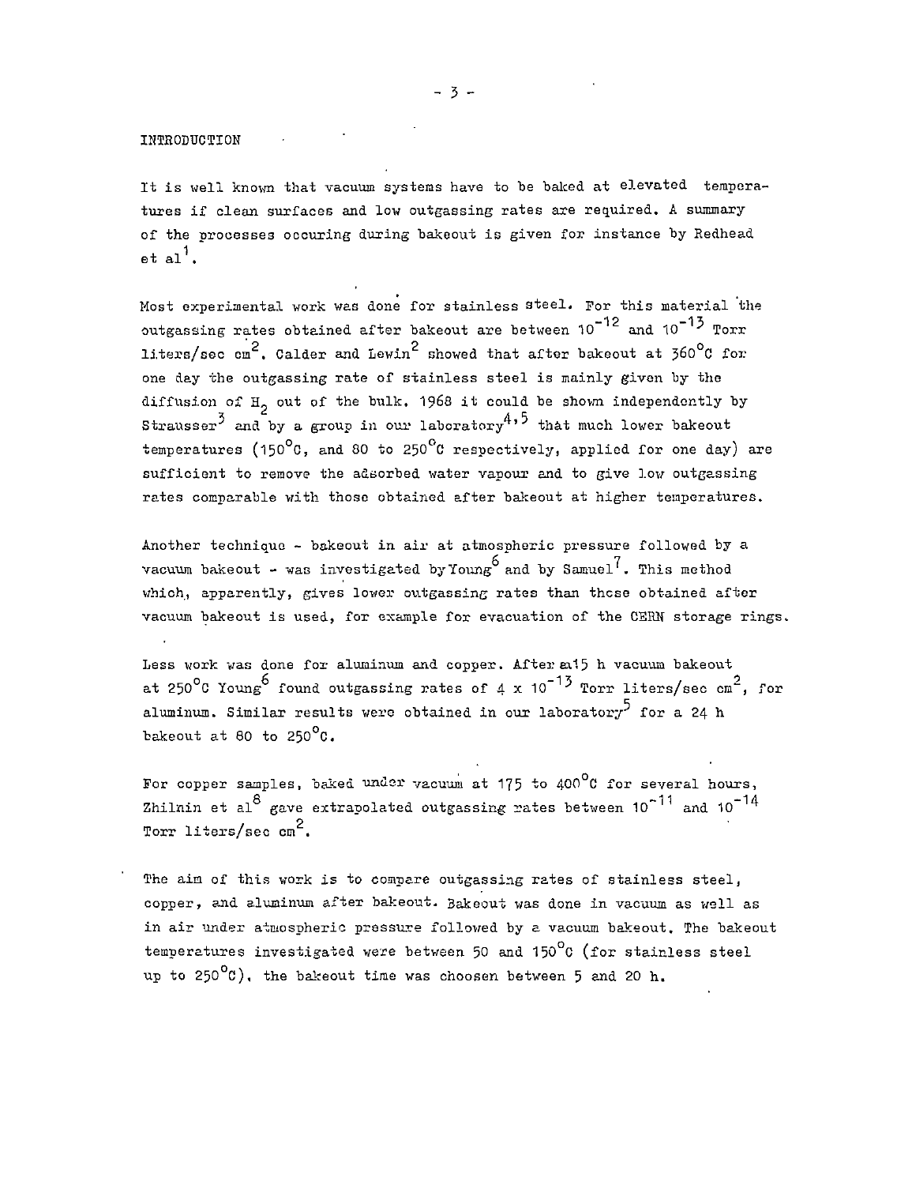## INTRODUCTION

It is well known that vacuum systems have to be baked at elevated temperatures if clean surfaces and low outgassing rates are required. A summary of the processes occuring during bakeout is given for instance by Redhead et al[1].

Most experimental work was done for stainless steel. For this material the outgassing rates obtained after bakeout are between $10^{-12}$ and $10^{-13}$ Torr liters/sec cm$^2$. Calder and Lewin[2] showed that after bakeout at 360°C for one day the outgassing rate of stainless steel is mainly given by the diffusion of $H_2$ out of the bulk. 1968 it could be shown independently by Strausser[3] and by a group in our laboratory[4,5] that much lower bakeout temperatures (150°C, and 80 to 250°C respectively, applied for one day) are sufficient to remove the adsorbed water vapour and to give low outgassing rates comparable with those obtained after bakeout at higher temperatures.

Another technique - bakeout in air at atmospheric pressure followed by a vacuum bakeout - was investigated by Young[6] and by Samuel[7]. This method which, apparently, gives lower outgassing rates than those obtained after vacuum bakeout is used, for example for evacuation of the CERN storage rings.

Less work was done for aluminum and copper. After a 15 h vacuum bakeout at 250°C Young[6] found outgassing rates of $4 \times 10^{-13}$ Torr liters/sec cm$^2$, for aluminum. Similar results were obtained in our laboratory[5] for a 24 h bakeout at 80 to 250°C.

For copper samples, baked under vacuum at 175 to 400°C for several hours, Zhilnin et al[8] gave extrapolated outgassing rates between $10^{-11}$ and $10^{-14}$ Torr liters/sec cm$^2$.

The aim of this work is to compare outgassing rates of stainless steel, copper, and aluminum after bakeout. Bakeout was done in vacuum as well as in air under atmospheric pressure followed by a vacuum bakeout. The bakeout temperatures investigated were between 50 and 150°C (for stainless steel up to 250°C), the bakeout time was choosen between 5 and 20 h.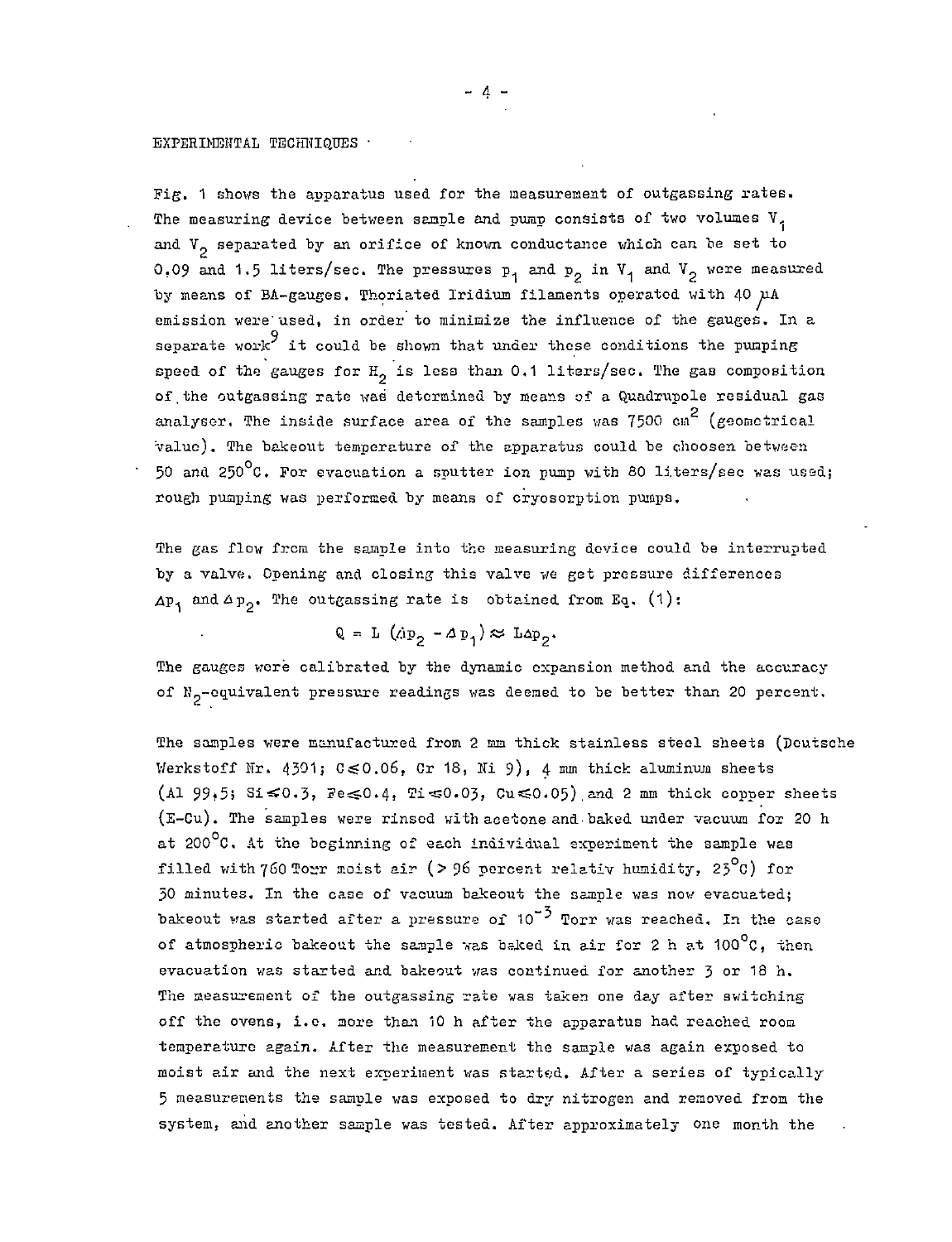EXPERIMENTAL TECHNIQUES

Fig. 1 shows the apparatus used for the measurement of outgassing rates. The measuring device between sample and pump consists of two volumes $V_1$ and $V_2$ separated by an orifice of known conductance which can be set to 0,09 and 1.5 liters/sec. The pressures $p_1$ and $p_2$ in $V_1$ and $V_2$ were measured by means of BA-gauges. Thoriated Iridium filaments operated with 40 µA emission were used, in order to minimize the influence of the gauges. In a separate work[9] it could be shown that under these conditions the pumping speed of the gauges for $H_2$ is less than 0.1 liters/sec. The gas composition of the outgassing rate was determined by means of a Quadrupole residual gas analyser. The inside surface area of the samples was 7500 $cm^2$ (geometrical value). The bakeout temperature of the apparatus could be choosen between 50 and 250°C. For evacuation a sputter ion pump with 80 liters/sec was used; rough pumping was performed by means of cryosorption pumps.

The gas flow from the sample into the measuring device could be interrupted by a valve. Opening and closing this valve we get pressure differences $\Delta p_1$ and $\Delta p_2$. The outgassing rate is obtained from Eq. (1):

$$Q = L\,(\Delta p_2 - \Delta p_1) \approx L\Delta p_2.$$

The gauges were calibrated by the dynamic expansion method and the accuracy of $N_2$-equivalent pressure readings was deemed to be better than 20 percent.

The samples were manufactured from 2 mm thick stainless steel sheets (Deutsche Werkstoff Nr. 4301; $C \leq 0.06$, Cr 18, Ni 9), 4 mm thick aluminum sheets (Al 99,5; $Si \leq 0.3$, $Fe \leq 0.4$, $Ti \leq 0.03$, $Cu \leq 0.05$) and 2 mm thick copper sheets (E-Cu). The samples were rinsed with acetone and baked under vacuum for 20 h at 200°C. At the beginning of each individual experiment the sample was filled with 760 Torr moist air (> 96 percent relativ humidity, 23°C) for 30 minutes. In the case of vacuum bakeout the sample was now evacuated; bakeout was started after a pressure of $10^{-3}$ Torr was reached. In the case of atmospheric bakeout the sample was baked in air for 2 h at 100°C, then evacuation was started and bakeout was continued for another 3 or 18 h. The measurement of the outgassing rate was taken one day after switching off the ovens, i.e. more than 10 h after the apparatus had reached room temperature again. After the measurement the sample was again exposed to moist air and the next experiment was started. After a series of typically 5 measurements the sample was exposed to dry nitrogen and removed from the system, and another sample was tested. After approximately one month the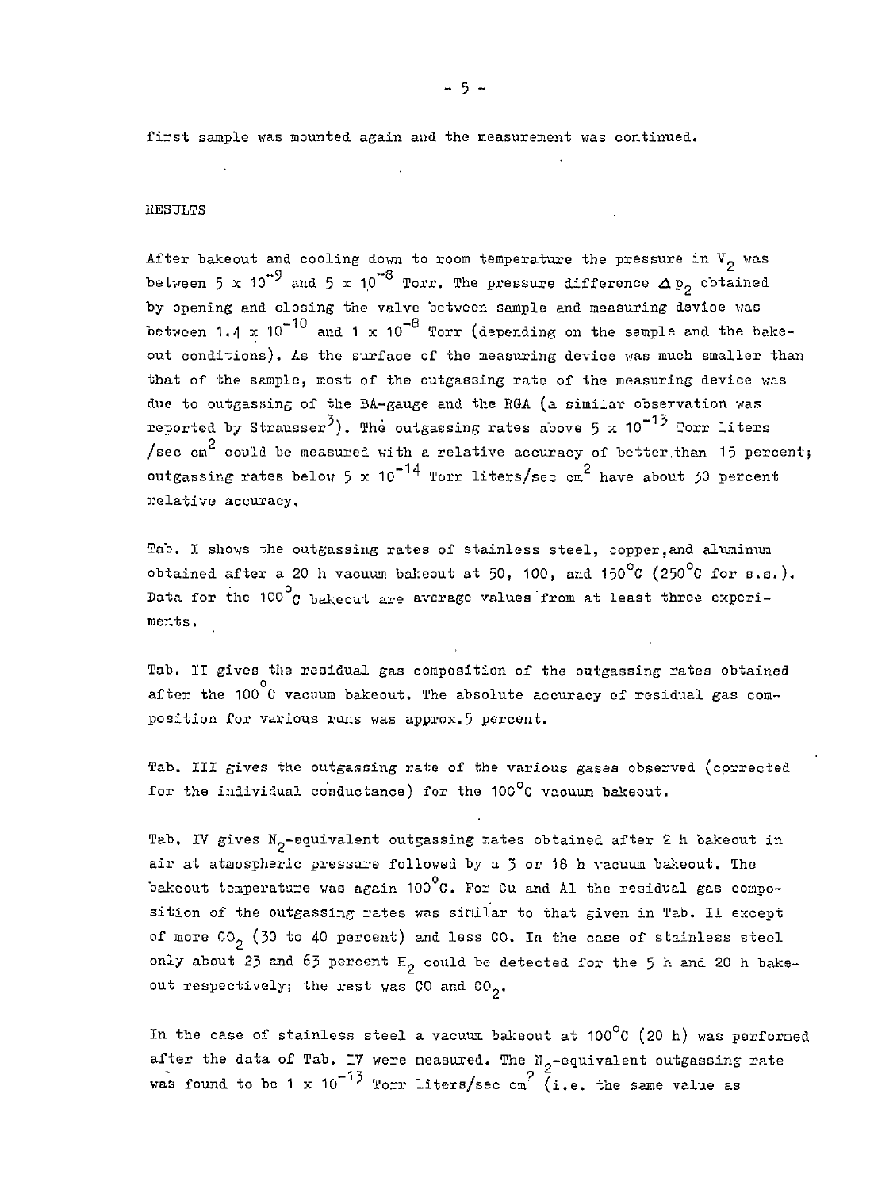first sample was mounted again and the measurement was continued.

## RESULTS

After bakeout and cooling down to room temperature the pressure in $V_2$ was between $5 \times 10^{-9}$ and $5 \times 10^{-8}$ Torr. The pressure difference $\Delta p_2$ obtained by opening and closing the valve between sample and measuring device was between $1.4 \times 10^{-10}$ and $1 \times 10^{-8}$ Torr (depending on the sample and the bakeout conditions). As the surface of the measuring device was much smaller than that of the sample, most of the outgassing rate of the measuring device was due to outgassing of the BA-gauge and the RGA (a similar observation was reported by Strausser[3]). The outgassing rates above $5 \times 10^{-13}$ Torr liters /sec $cm^2$ could be measured with a relative accuracy of better than 15 percent; outgassing rates below $5 \times 10^{-14}$ Torr liters/sec $cm^2$ have about 30 percent relative accuracy.

Tab. I shows the outgassing rates of stainless steel, copper, and aluminum obtained after a 20 h vacuum bakeout at 50, 100, and 150°C (250°C for s.s.). Data for the 100°C bakeout are average values from at least three experiments.

Tab. II gives the residual gas composition of the outgassing rates obtained after the 100°C vacuum bakeout. The absolute accuracy of residual gas composition for various runs was approx. 5 percent.

Tab. III gives the outgassing rate of the various gases observed (corrected for the individual conductance) for the 100°C vacuum bakeout.

Tab. IV gives $N_2$-equivalent outgassing rates obtained after 2 h bakeout in air at atmospheric pressure followed by a 5 or 18 h vacuum bakeout. The bakeout temperature was again 100°C. For Cu and Al the residual gas composition of the outgassing rates was similar to that given in Tab. II except of more $CO_2$ (30 to 40 percent) and less CO. In the case of stainless steel only about 23 and 63 percent $H_2$ could be detected for the 5 h and 20 h bakeout respectively; the rest was CO and $CO_2$.

In the case of stainless steel a vacuum bakeout at 100°C (20 h) was performed after the data of Tab. IV were measured. The $N_2$-equivalent outgassing rate was found to be $1 \times 10^{-13}$ Torr liters/sec $cm^2$ (i.e. the same value as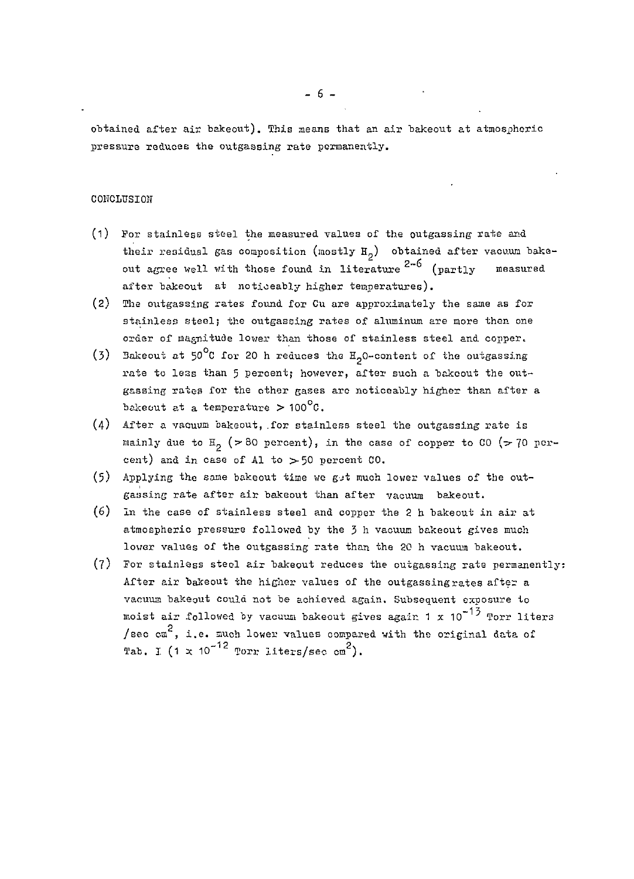obtained after air bakeout). This means that an air bakeout at atmospheric pressure reduces the outgassing rate permanently.

## CONCLUSION

(1) For stainless steel the measured values of the outgassing rate and their residual gas composition (mostly $H_2$) obtained after vacuum bakeout agree well with those found in literature [2-6] (partly measured after bakeout at noticeably higher temperatures).

(2) The outgassing rates found for Cu are approximately the same as for stainless steel; the outgassing rates of aluminum are more then one order of magnitude lower than those of stainless steel and copper.

(3) Bakeout at $50^{\circ}C$ for 20 h reduces the $H_2O$-content of the outgassing rate to less than 5 percent; however, after such a bakeout the outgassing rates for the other gases are noticeably higher than after a bakeout at a temperature $> 100^{\circ}C$.

(4) After a vacuum bakeout, for stainless steel the outgassing rate is mainly due to $H_2$ ($>$ 80 percent), in the case of copper to CO ($>$ 70 percent) and in case of Al to $>$ 50 percent CO.

(5) Applying the same bakeout time we get much lower values of the outgassing rate after air bakeout than after vacuum bakeout.

(6) In the case of stainless steel and copper the 2 h bakeout in air at atmospheric pressure followed by the 3 h vacuum bakeout gives much lower values of the outgassing rate than the 20 h vacuum bakeout.

(7) For stainless steel air bakeout reduces the outgassing rate permanently: After air bakeout the higher values of the outgassing rates after a vacuum bakeout could not be achieved again. Subsequent exposure to moist air followed by vacuum bakeout gives again $1 \times 10^{-13}$ Torr liters /sec $cm^2$, i.e. much lower values compared with the original data of Tab. I ($1 \times 10^{-12}$ Torr liters/sec $cm^2$).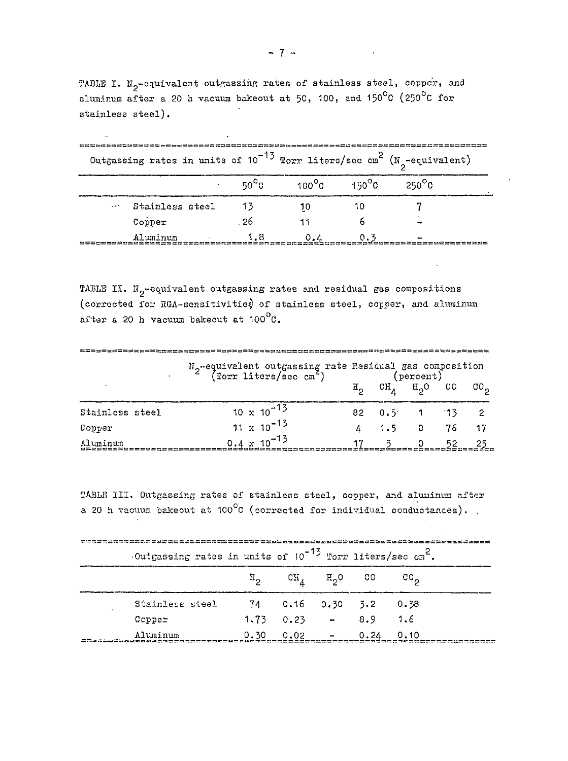TABLE I. $N_2$-equivalent outgassing rates of stainless steel, copper, and aluminum after a 20 h vacuum bakeout at 50, 100, and 150°C (250°C for stainless steel).

| Outgassing rates in units of $10^{-13}$ Torr liters/sec cm$^2$ ($N_2$-equivalent) | | | | |
|---|---|---|---|---|
| | 50°C | 100°C | 150°C | 250°C |
| Stainless steel | 13 | 10 | 10 | 7 |
| Copper | 26 | 11 | 6 | - |
| Aluminum | 1.8 | 0.4 | 0.3 | - |

TABLE II. $N_2$-equivalent outgassing rates and residual gas compositions (corrected for RGA-sensitivities) of stainless steel, copper, and aluminum after a 20 h vacuum bakeout at 100°C.

| | $N_2$-equivalent outgassing rate (Torr liters/sec cm$^2$) | Residual gas composition (percent) | | | | |
|---|---|---|---|---|---|---|
| | | $H_2$ | $CH_4$ | $H_2O$ | CO | $CO_2$ |
| Stainless steel | $10 \times 10^{-13}$ | 82 | 0.5 | 1 | 13 | 2 |
| Copper | $11 \times 10^{-13}$ | 4 | 1.5 | 0 | 76 | 17 |
| Aluminum | $0.4 \times 10^{-13}$ | 17 | 3 | 0 | 52 | 25 |

TABLE III. Outgassing rates of stainless steel, copper, and aluminum after a 20 h vacuum bakeout at 100°C (corrected for individual conductances).

| Outgassing rates in units of $10^{-13}$ Torr liters/sec cm$^2$. | | | | | |
|---|---|---|---|---|---|
| | $H_2$ | $CH_4$ | $H_2O$ | CO | $CO_2$ |
| Stainless steel | 74 | 0.16 | 0.30 | 3.2 | 0.38 |
| Copper | 1.73 | 0.23 | - | 8.9 | 1.6 |
| Aluminum | 0.30 | 0.02 | - | 0.24 | 0.10 |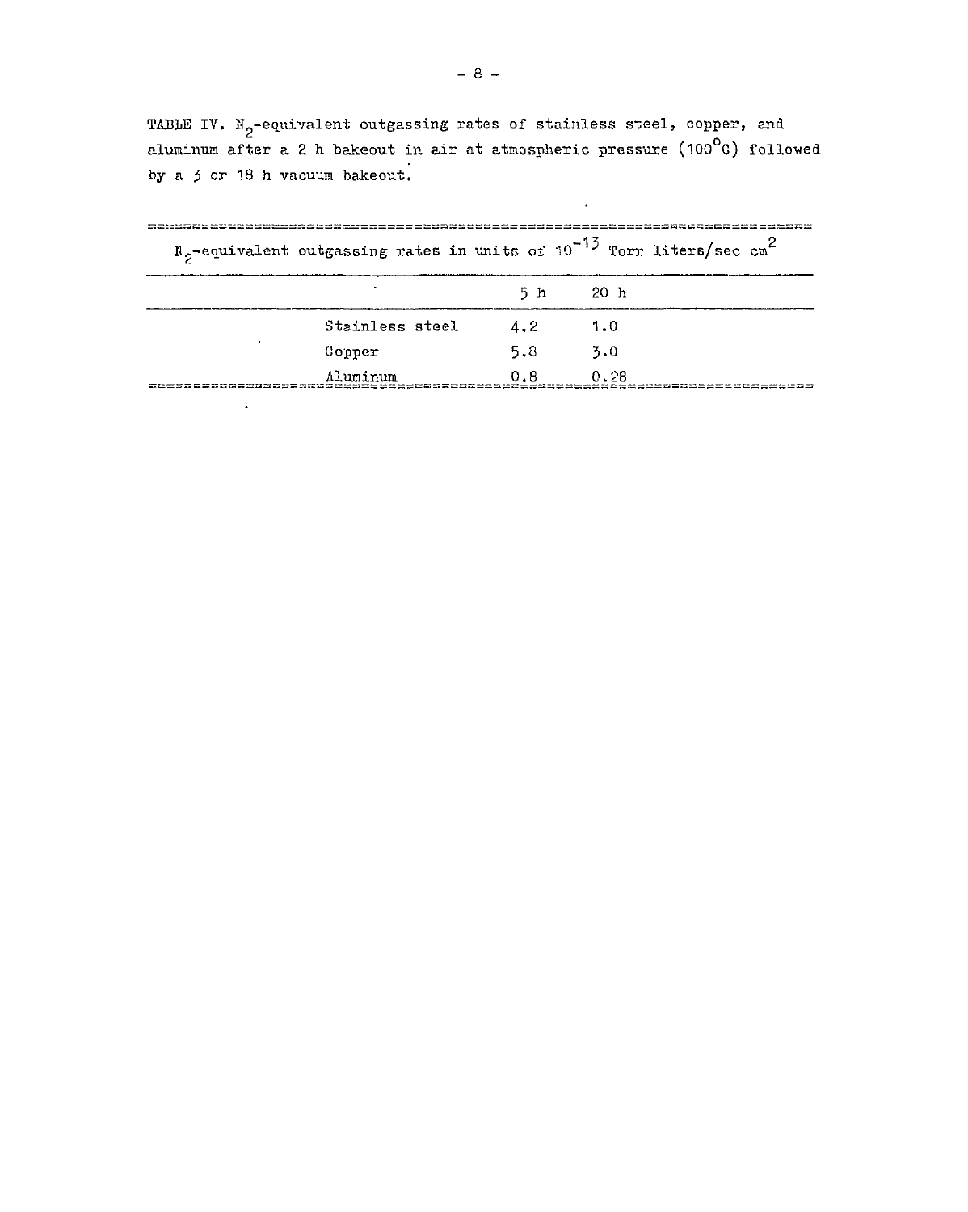TABLE IV. $N_2$-equivalent outgassing rates of stainless steel, copper, and aluminum after a 2 h bakeout in air at atmospheric pressure (100°C) followed by a 3 or 18 h vacuum bakeout.

| $N_2$-equivalent outgassing rates in units of $10^{-13}$ Torr liters/sec cm$^2$ | | |
|---|---|---|
| | 5 h | 20 h |
| Stainless steel | 4.2 | 1.0 |
| Copper | 5.8 | 3.0 |
| Aluminum | 0.8 | 0.28 |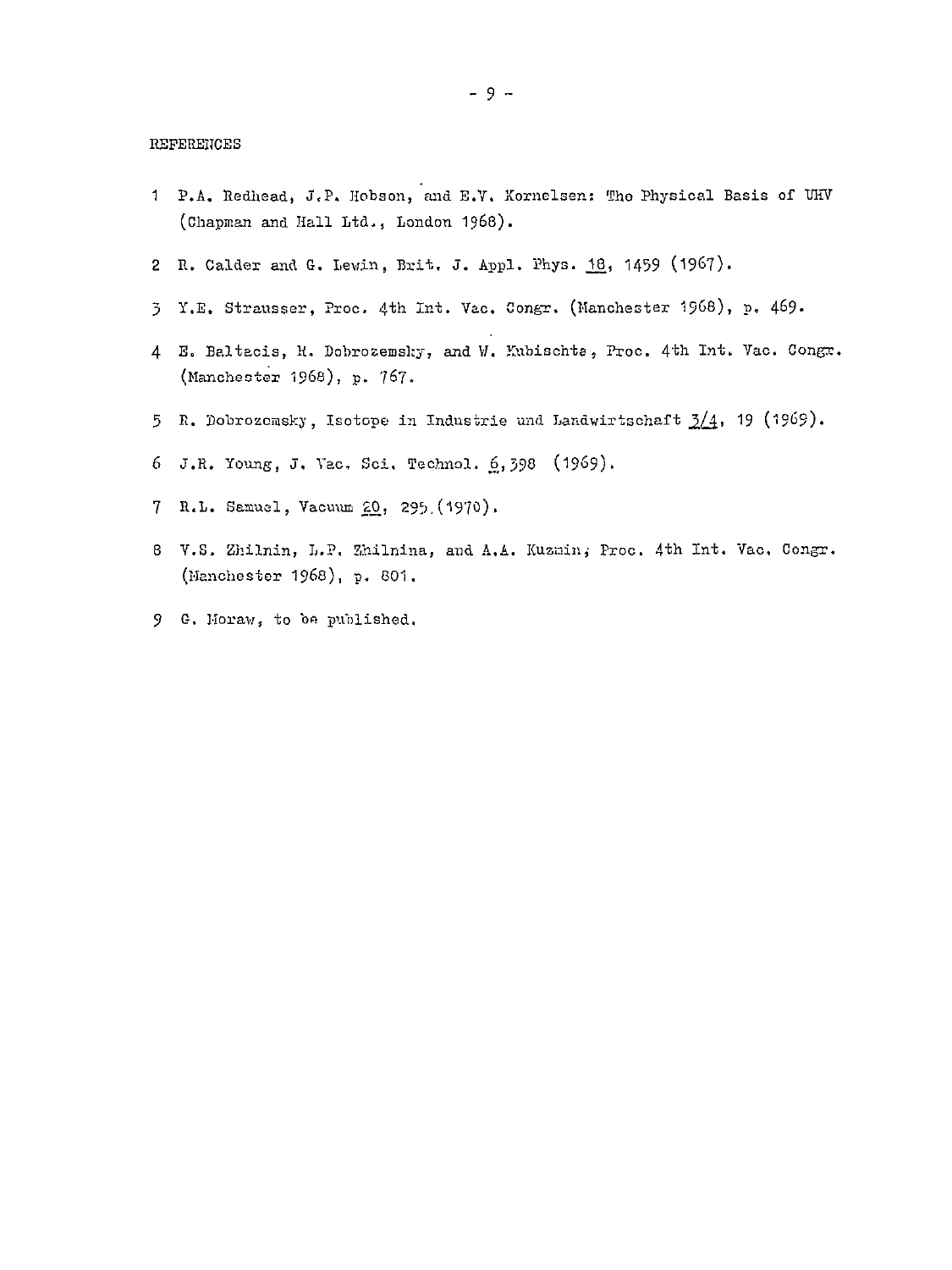REFERENCES

1. P.A. Redhead, J.P. Hobson, and E.V. Kornelsen: The Physical Basis of UHV (Chapman and Hall Ltd., London 1968).
2. R. Calder and G. Lewin, Brit. J. Appl. Phys. 18, 1459 (1967).
3. Y.E. Strausser, Proc. 4th Int. Vac. Congr. (Manchester 1968), p. 469.
4. E. Baltacis, R. Dobrozemsky, and W. Kubischta, Proc. 4th Int. Vac. Congr. (Manchester 1968), p. 767.
5. R. Dobrozemsky, Isotope in Industrie und Landwirtschaft 3/4, 19 (1969).
6. J.R. Young, J. Vac. Sci. Technol. 6, 398 (1969).
7. R.L. Samuel, Vacuum 20, 295 (1970).
8. V.S. Zhilnin, L.P. Zhilnina, and A.A. Kuzmin, Proc. 4th Int. Vac. Congr. (Manchester 1968), p. 801.
9. G. Moraw, to be published.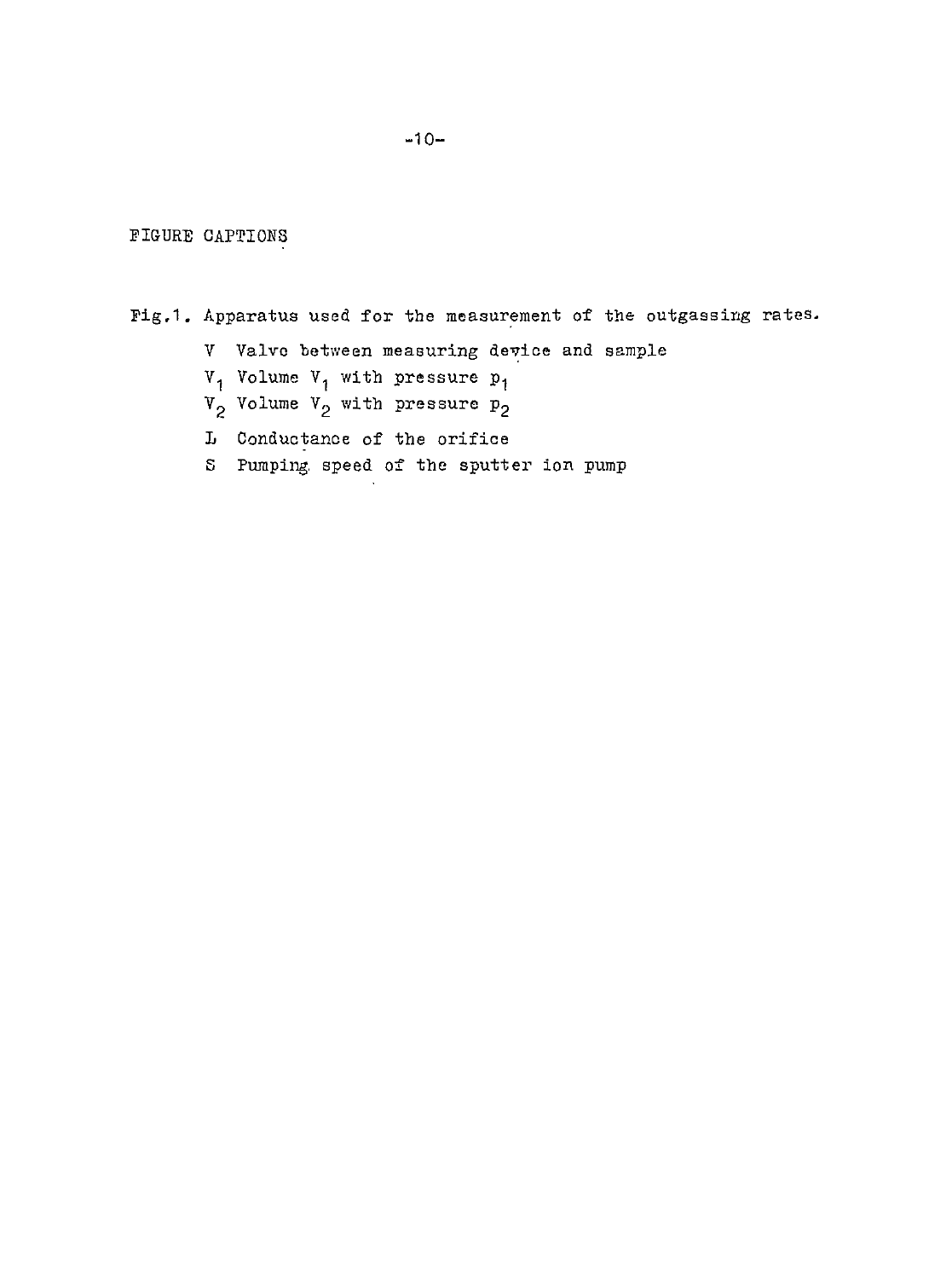FIGURE CAPTIONS

Fig.1. Apparatus used for the measurement of the outgassing rates.

- V Valve between measuring device and sample
- $V_1$ Volume $V_1$ with pressure $p_1$
- $V_2$ Volume $V_2$ with pressure $p_2$
- L Conductance of the orifice
- S Pumping speed of the sputter ion pump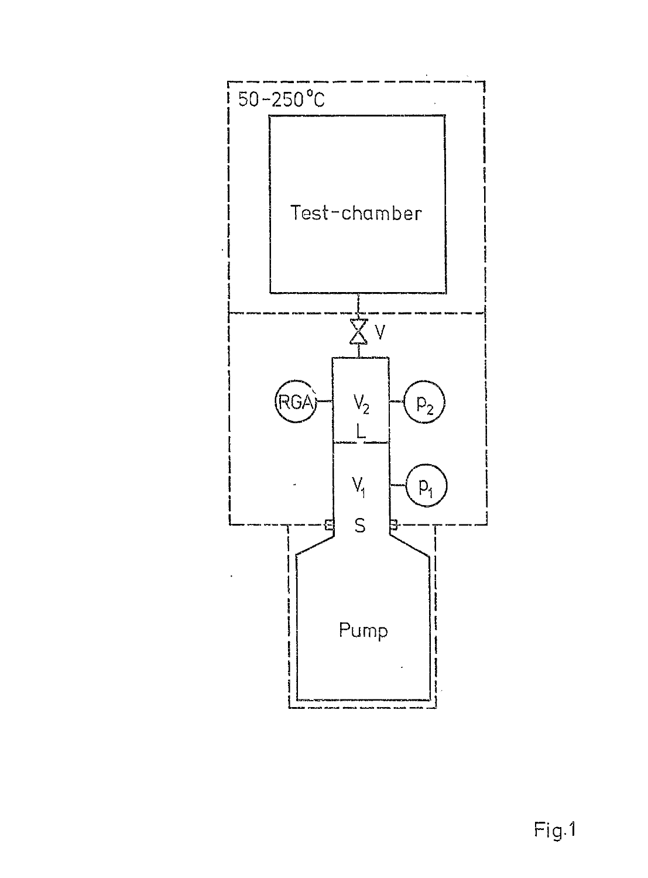50-250°C

Test-chamber

V

RGA

$V_2$

$p_2$

L

$V_1$

$p_1$

S

Pump

Fig.1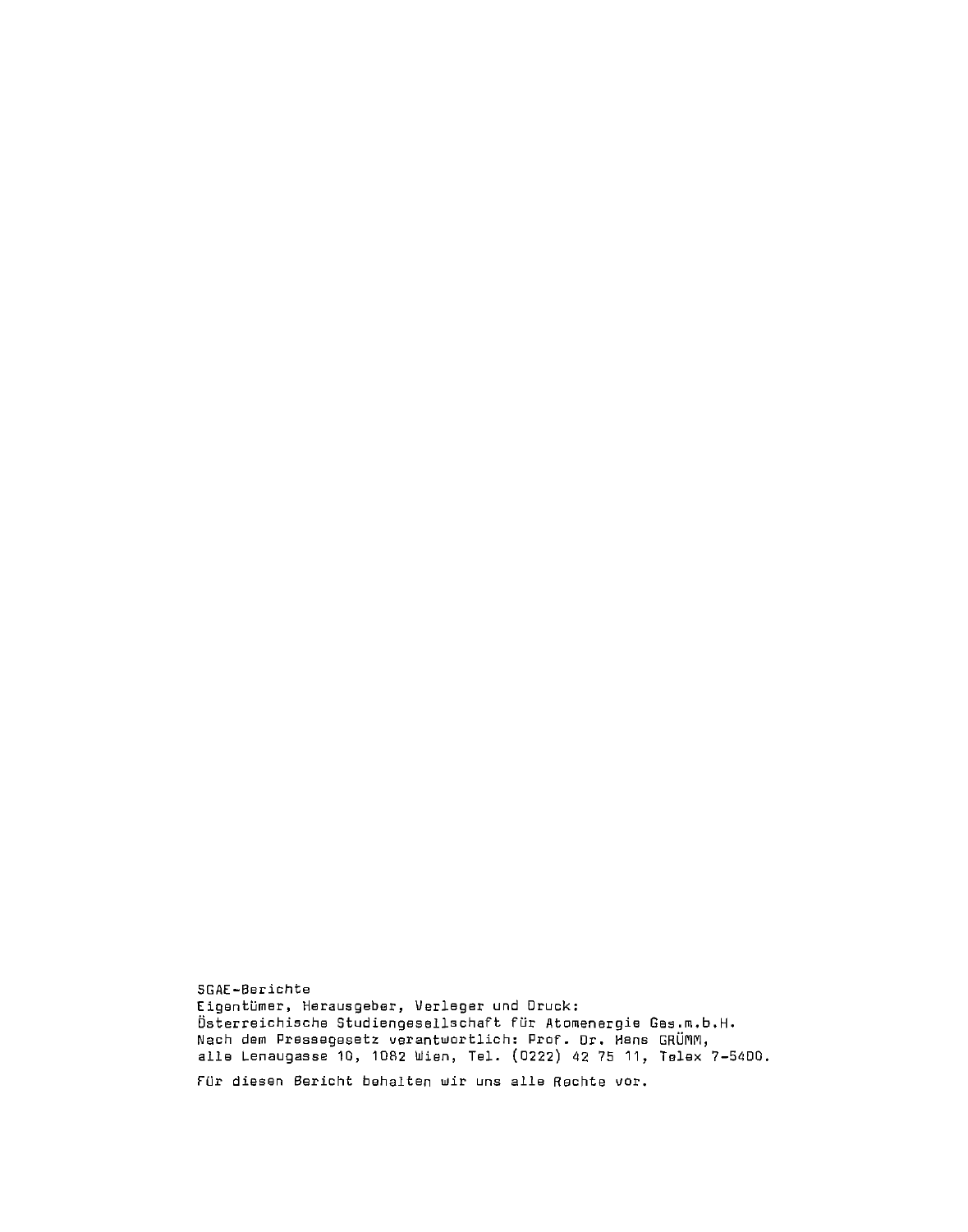SGAE-Berichte
Eigentümer, Herausgeber, Verleger und Druck:
Österreichische Studiengesellschaft für Atomenergie Ges.m.b.H.
Nach dem Pressegesetz verantwortlich: Prof. Dr. Hans GRÜMM,
alle Lenaugasse 10, 1082 Wien, Tel. (0222) 42 75 11, Telex 7-5400.

Für diesen Bericht behalten wir uns alle Rechte vor.